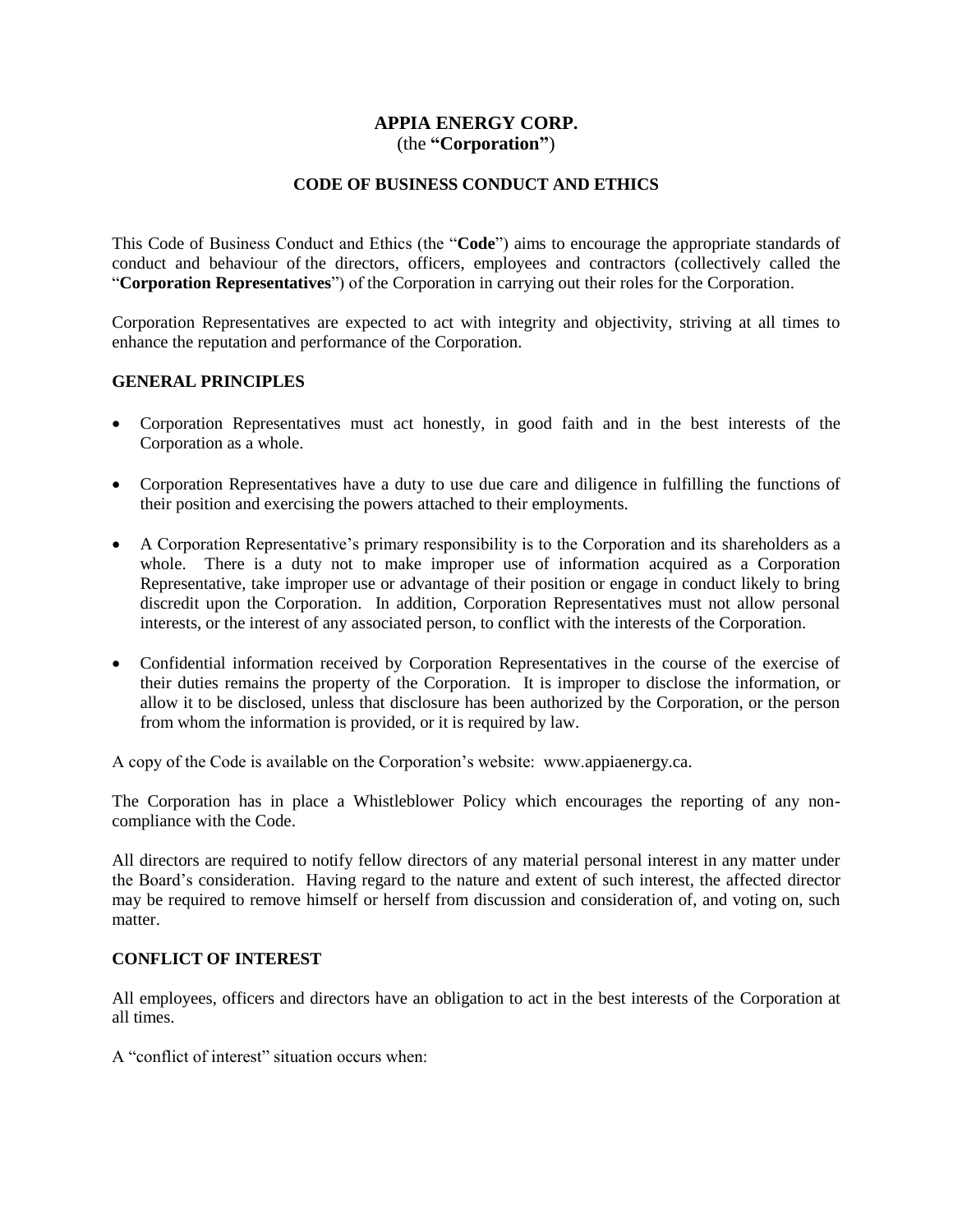# APPIA ENERGY CORP.
(the **"Corporation"**)

## CODE OF BUSINESS CONDUCT AND ETHICS

This Code of Business Conduct and Ethics (the "**Code**") aims to encourage the appropriate standards of conduct and behaviour of the directors, officers, employees and contractors (collectively called the "**Corporation Representatives**") of the Corporation in carrying out their roles for the Corporation.

Corporation Representatives are expected to act with integrity and objectivity, striving at all times to enhance the reputation and performance of the Corporation.

### GENERAL PRINCIPLES

- Corporation Representatives must act honestly, in good faith and in the best interests of the Corporation as a whole.
- Corporation Representatives have a duty to use due care and diligence in fulfilling the functions of their position and exercising the powers attached to their employments.
- A Corporation Representative's primary responsibility is to the Corporation and its shareholders as a whole. There is a duty not to make improper use of information acquired as a Corporation Representative, take improper use or advantage of their position or engage in conduct likely to bring discredit upon the Corporation. In addition, Corporation Representatives must not allow personal interests, or the interest of any associated person, to conflict with the interests of the Corporation.
- Confidential information received by Corporation Representatives in the course of the exercise of their duties remains the property of the Corporation. It is improper to disclose the information, or allow it to be disclosed, unless that disclosure has been authorized by the Corporation, or the person from whom the information is provided, or it is required by law.

A copy of the Code is available on the Corporation's website: www.appiaenergy.ca.

The Corporation has in place a Whistleblower Policy which encourages the reporting of any non-compliance with the Code.

All directors are required to notify fellow directors of any material personal interest in any matter under the Board's consideration. Having regard to the nature and extent of such interest, the affected director may be required to remove himself or herself from discussion and consideration of, and voting on, such matter.

### CONFLICT OF INTEREST

All employees, officers and directors have an obligation to act in the best interests of the Corporation at all times.

A "conflict of interest" situation occurs when: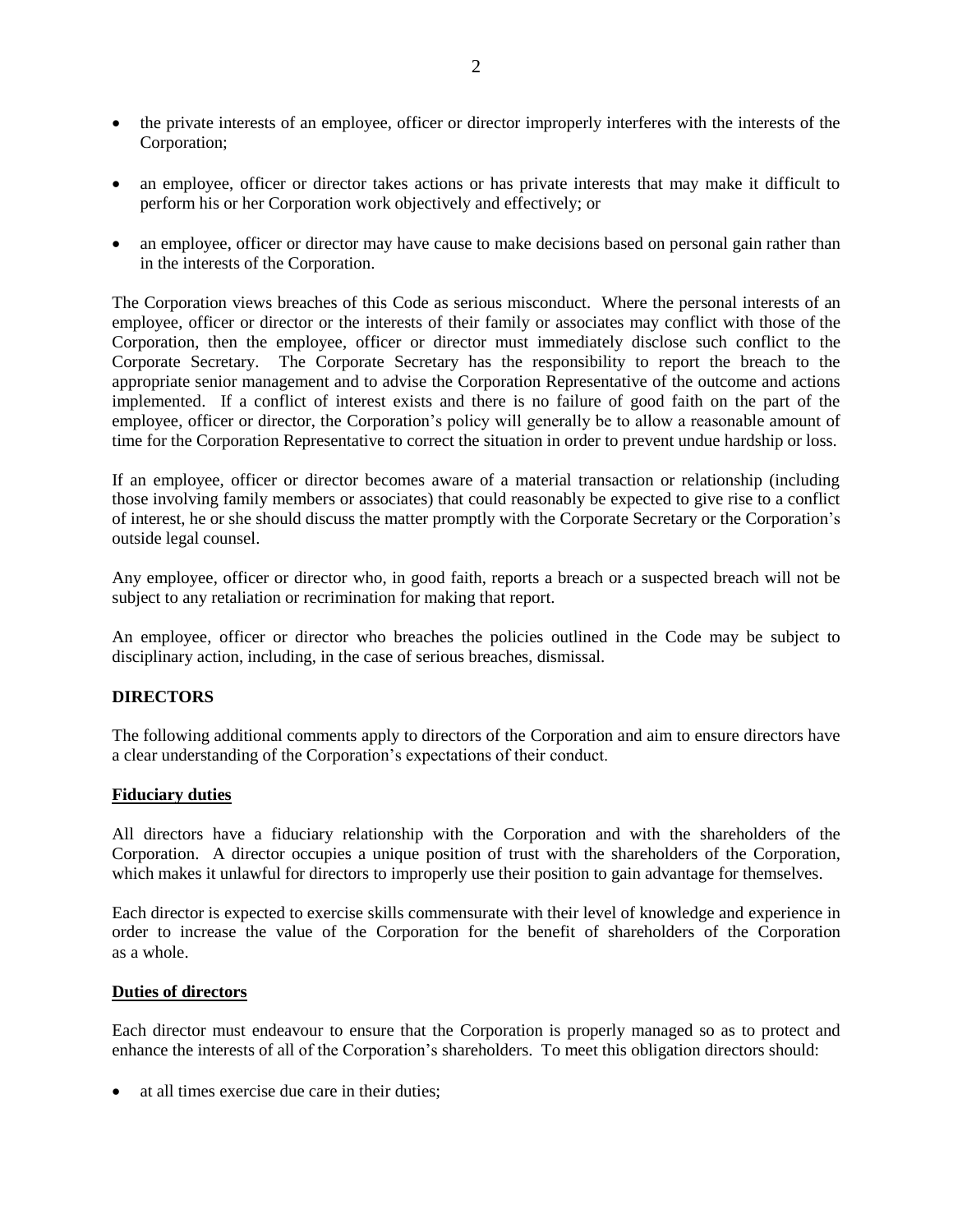- the private interests of an employee, officer or director improperly interferes with the interests of the Corporation;
- an employee, officer or director takes actions or has private interests that may make it difficult to perform his or her Corporation work objectively and effectively; or
- an employee, officer or director may have cause to make decisions based on personal gain rather than in the interests of the Corporation.

The Corporation views breaches of this Code as serious misconduct. Where the personal interests of an employee, officer or director or the interests of their family or associates may conflict with those of the Corporation, then the employee, officer or director must immediately disclose such conflict to the Corporate Secretary. The Corporate Secretary has the responsibility to report the breach to the appropriate senior management and to advise the Corporation Representative of the outcome and actions implemented. If a conflict of interest exists and there is no failure of good faith on the part of the employee, officer or director, the Corporation's policy will generally be to allow a reasonable amount of time for the Corporation Representative to correct the situation in order to prevent undue hardship or loss.

If an employee, officer or director becomes aware of a material transaction or relationship (including those involving family members or associates) that could reasonably be expected to give rise to a conflict of interest, he or she should discuss the matter promptly with the Corporate Secretary or the Corporation's outside legal counsel.

Any employee, officer or director who, in good faith, reports a breach or a suspected breach will not be subject to any retaliation or recrimination for making that report.

An employee, officer or director who breaches the policies outlined in the Code may be subject to disciplinary action, including, in the case of serious breaches, dismissal.

## DIRECTORS

The following additional comments apply to directors of the Corporation and aim to ensure directors have a clear understanding of the Corporation's expectations of their conduct.

### Fiduciary duties

All directors have a fiduciary relationship with the Corporation and with the shareholders of the Corporation. A director occupies a unique position of trust with the shareholders of the Corporation, which makes it unlawful for directors to improperly use their position to gain advantage for themselves.

Each director is expected to exercise skills commensurate with their level of knowledge and experience in order to increase the value of the Corporation for the benefit of shareholders of the Corporation as a whole.

### Duties of directors

Each director must endeavour to ensure that the Corporation is properly managed so as to protect and enhance the interests of all of the Corporation's shareholders. To meet this obligation directors should:

- at all times exercise due care in their duties;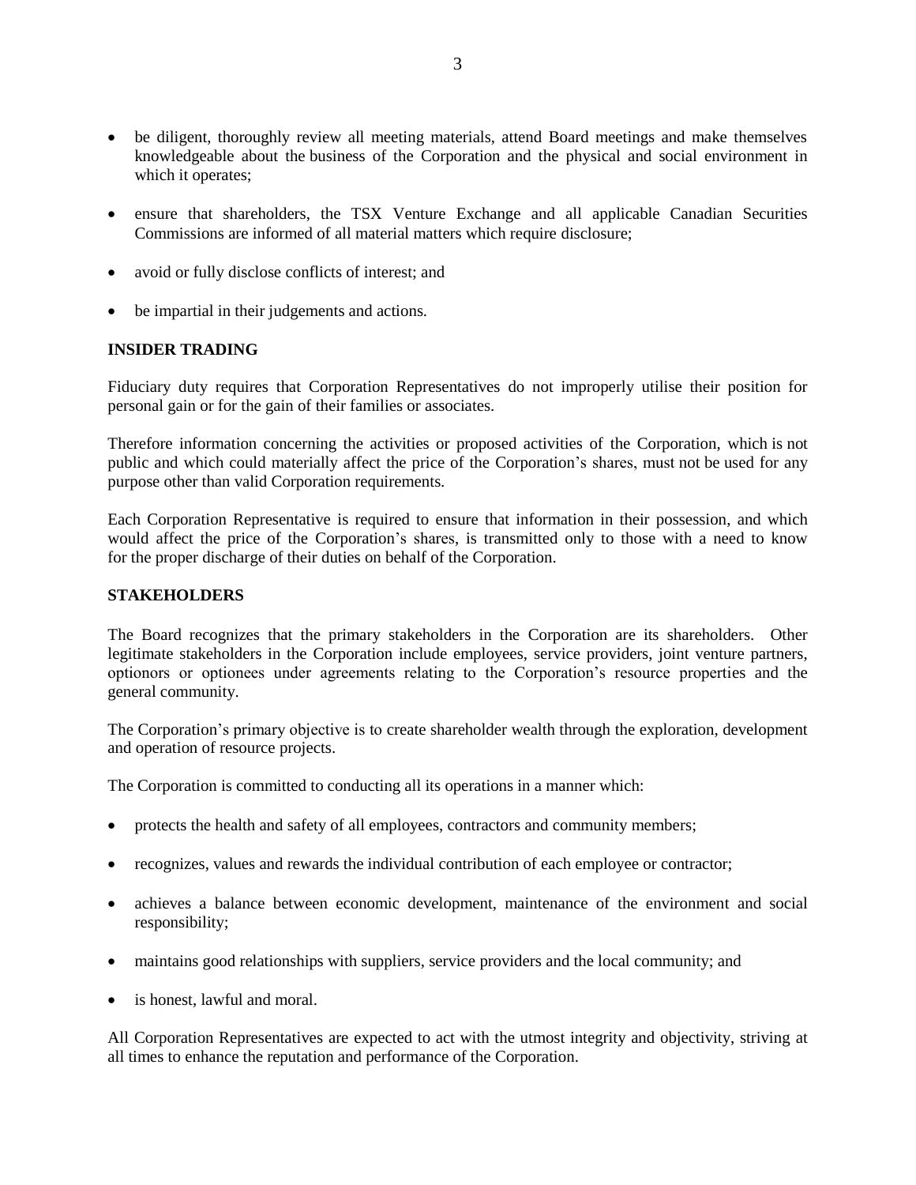- be diligent, thoroughly review all meeting materials, attend Board meetings and make themselves knowledgeable about the business of the Corporation and the physical and social environment in which it operates;
- ensure that shareholders, the TSX Venture Exchange and all applicable Canadian Securities Commissions are informed of all material matters which require disclosure;
- avoid or fully disclose conflicts of interest; and
- be impartial in their judgements and actions.

**INSIDER TRADING**

Fiduciary duty requires that Corporation Representatives do not improperly utilise their position for personal gain or for the gain of their families or associates.

Therefore information concerning the activities or proposed activities of the Corporation, which is not public and which could materially affect the price of the Corporation's shares, must not be used for any purpose other than valid Corporation requirements.

Each Corporation Representative is required to ensure that information in their possession, and which would affect the price of the Corporation's shares, is transmitted only to those with a need to know for the proper discharge of their duties on behalf of the Corporation.

**STAKEHOLDERS**

The Board recognizes that the primary stakeholders in the Corporation are its shareholders. Other legitimate stakeholders in the Corporation include employees, service providers, joint venture partners, optionors or optionees under agreements relating to the Corporation's resource properties and the general community.

The Corporation's primary objective is to create shareholder wealth through the exploration, development and operation of resource projects.

The Corporation is committed to conducting all its operations in a manner which:

- protects the health and safety of all employees, contractors and community members;
- recognizes, values and rewards the individual contribution of each employee or contractor;
- achieves a balance between economic development, maintenance of the environment and social responsibility;
- maintains good relationships with suppliers, service providers and the local community; and
- is honest, lawful and moral.

All Corporation Representatives are expected to act with the utmost integrity and objectivity, striving at all times to enhance the reputation and performance of the Corporation.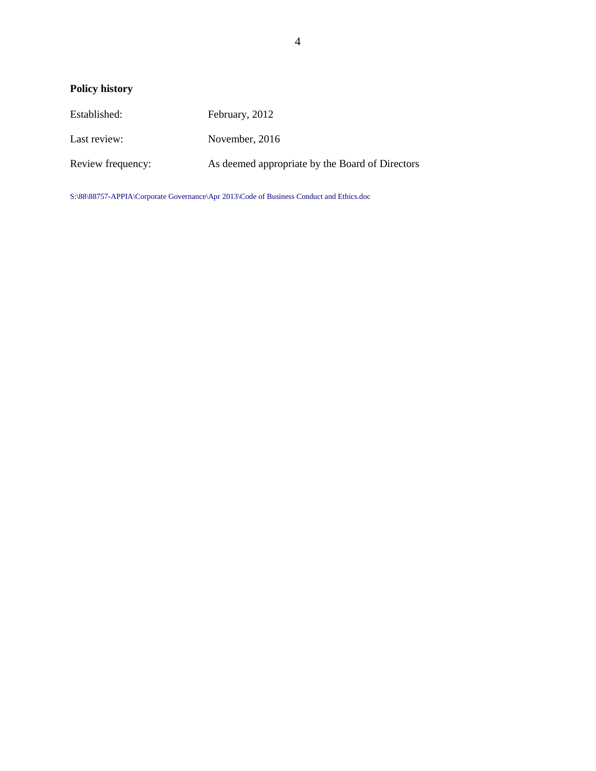**Policy history**

| | |
|---|---|
| Established: | February, 2012 |
| Last review: | November, 2016 |
| Review frequency: | As deemed appropriate by the Board of Directors |

S:\88\88757-APPIA\Corporate Governance\Apr 2013\Code of Business Conduct and Ethics.doc